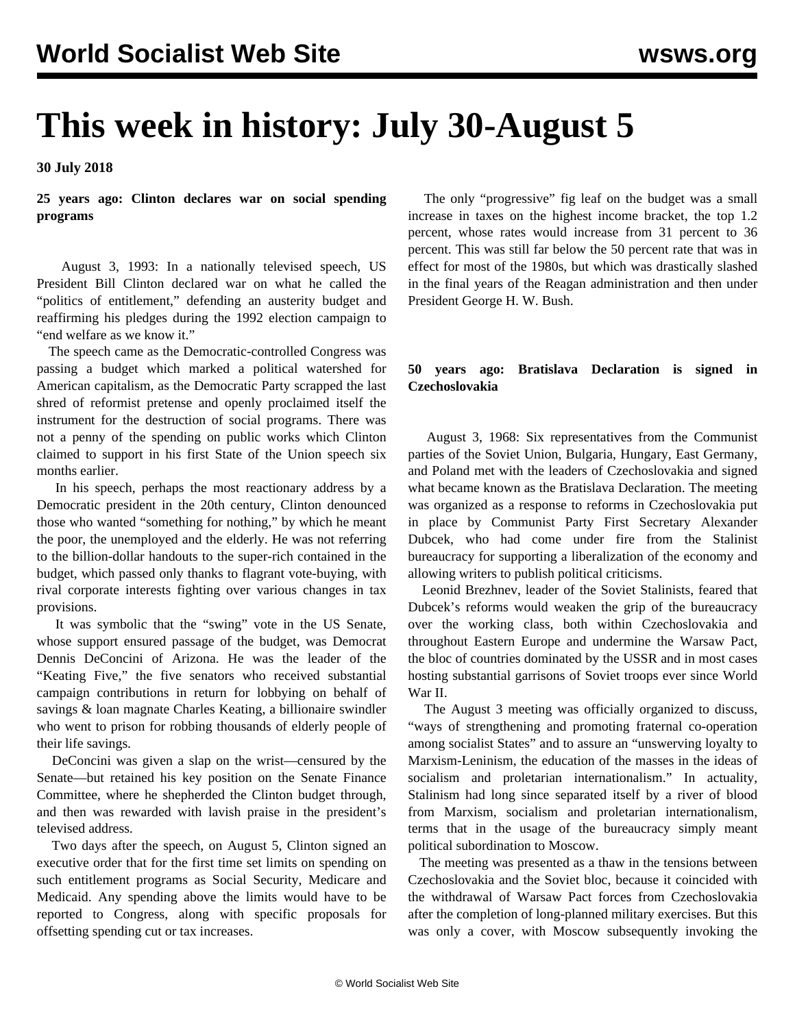# This week in history: July 30-August 5

**30 July 2018**

### 25 years ago: Clinton declares war on social spending programs

August 3, 1993: In a nationally televised speech, US President Bill Clinton declared war on what he called the "politics of entitlement," defending an austerity budget and reaffirming his pledges during the 1992 election campaign to "end welfare as we know it."

The speech came as the Democratic-controlled Congress was passing a budget which marked a political watershed for American capitalism, as the Democratic Party scrapped the last shred of reformist pretense and openly proclaimed itself the instrument for the destruction of social programs. There was not a penny of the spending on public works which Clinton claimed to support in his first State of the Union speech six months earlier.

In his speech, perhaps the most reactionary address by a Democratic president in the 20th century, Clinton denounced those who wanted "something for nothing," by which he meant the poor, the unemployed and the elderly. He was not referring to the billion-dollar handouts to the super-rich contained in the budget, which passed only thanks to flagrant vote-buying, with rival corporate interests fighting over various changes in tax provisions.

It was symbolic that the "swing" vote in the US Senate, whose support ensured passage of the budget, was Democrat Dennis DeConcini of Arizona. He was the leader of the "Keating Five," the five senators who received substantial campaign contributions in return for lobbying on behalf of savings & loan magnate Charles Keating, a billionaire swindler who went to prison for robbing thousands of elderly people of their life savings.

DeConcini was given a slap on the wrist—censured by the Senate—but retained his key position on the Senate Finance Committee, where he shepherded the Clinton budget through, and then was rewarded with lavish praise in the president's televised address.

Two days after the speech, on August 5, Clinton signed an executive order that for the first time set limits on spending on such entitlement programs as Social Security, Medicare and Medicaid. Any spending above the limits would have to be reported to Congress, along with specific proposals for offsetting spending cut or tax increases.

The only "progressive" fig leaf on the budget was a small increase in taxes on the highest income bracket, the top 1.2 percent, whose rates would increase from 31 percent to 36 percent. This was still far below the 50 percent rate that was in effect for most of the 1980s, but which was drastically slashed in the final years of the Reagan administration and then under President George H. W. Bush.

### 50 years ago: Bratislava Declaration is signed in Czechoslovakia

August 3, 1968: Six representatives from the Communist parties of the Soviet Union, Bulgaria, Hungary, East Germany, and Poland met with the leaders of Czechoslovakia and signed what became known as the Bratislava Declaration. The meeting was organized as a response to reforms in Czechoslovakia put in place by Communist Party First Secretary Alexander Dubcek, who had come under fire from the Stalinist bureaucracy for supporting a liberalization of the economy and allowing writers to publish political criticisms.

Leonid Brezhnev, leader of the Soviet Stalinists, feared that Dubcek's reforms would weaken the grip of the bureaucracy over the working class, both within Czechoslovakia and throughout Eastern Europe and undermine the Warsaw Pact, the bloc of countries dominated by the USSR and in most cases hosting substantial garrisons of Soviet troops ever since World War II.

The August 3 meeting was officially organized to discuss, "ways of strengthening and promoting fraternal co-operation among socialist States" and to assure an "unswerving loyalty to Marxism-Leninism, the education of the masses in the ideas of socialism and proletarian internationalism." In actuality, Stalinism had long since separated itself by a river of blood from Marxism, socialism and proletarian internationalism, terms that in the usage of the bureaucracy simply meant political subordination to Moscow.

The meeting was presented as a thaw in the tensions between Czechoslovakia and the Soviet bloc, because it coincided with the withdrawal of Warsaw Pact forces from Czechoslovakia after the completion of long-planned military exercises. But this was only a cover, with Moscow subsequently invoking the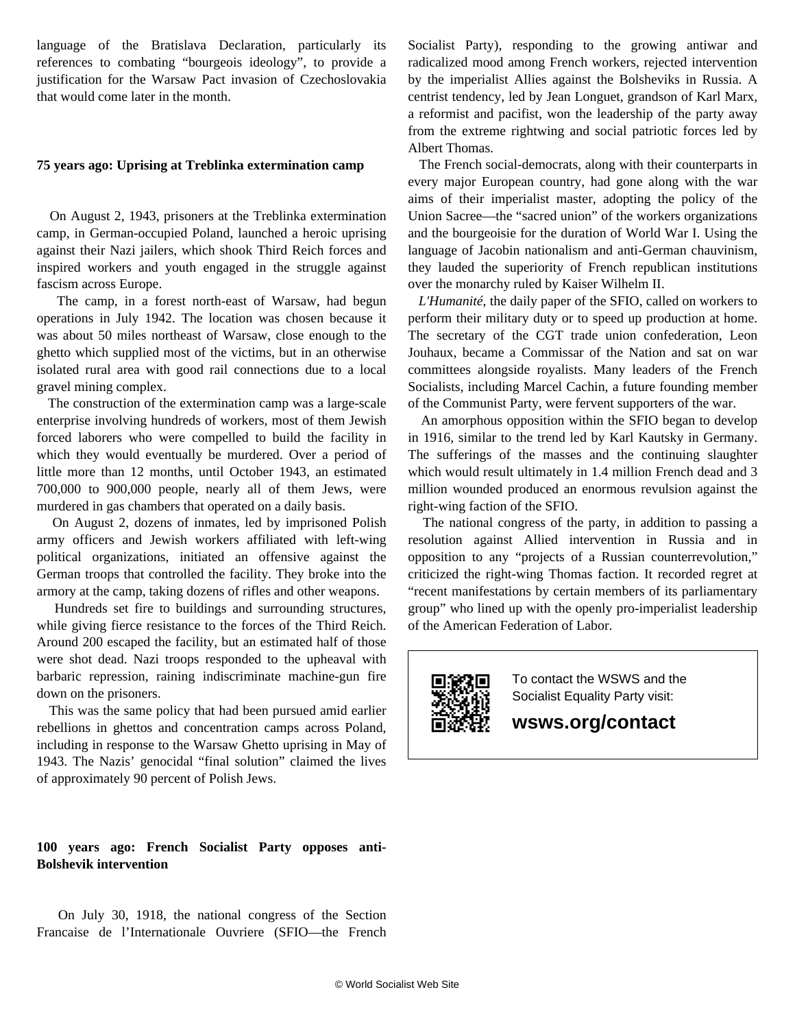language of the Bratislava Declaration, particularly its references to combating "bourgeois ideology", to provide a justification for the Warsaw Pact invasion of Czechoslovakia that would come later in the month.

**75 years ago: Uprising at Treblinka extermination camp**

On August 2, 1943, prisoners at the Treblinka extermination camp, in German-occupied Poland, launched a heroic uprising against their Nazi jailers, which shook Third Reich forces and inspired workers and youth engaged in the struggle against fascism across Europe.

The camp, in a forest north-east of Warsaw, had begun operations in July 1942. The location was chosen because it was about 50 miles northeast of Warsaw, close enough to the ghetto which supplied most of the victims, but in an otherwise isolated rural area with good rail connections due to a local gravel mining complex.

The construction of the extermination camp was a large-scale enterprise involving hundreds of workers, most of them Jewish forced laborers who were compelled to build the facility in which they would eventually be murdered. Over a period of little more than 12 months, until October 1943, an estimated 700,000 to 900,000 people, nearly all of them Jews, were murdered in gas chambers that operated on a daily basis.

On August 2, dozens of inmates, led by imprisoned Polish army officers and Jewish workers affiliated with left-wing political organizations, initiated an offensive against the German troops that controlled the facility. They broke into the armory at the camp, taking dozens of rifles and other weapons.

Hundreds set fire to buildings and surrounding structures, while giving fierce resistance to the forces of the Third Reich. Around 200 escaped the facility, but an estimated half of those were shot dead. Nazi troops responded to the upheaval with barbaric repression, raining indiscriminate machine-gun fire down on the prisoners.

This was the same policy that had been pursued amid earlier rebellions in ghettos and concentration camps across Poland, including in response to the Warsaw Ghetto uprising in May of 1943. The Nazis' genocidal "final solution" claimed the lives of approximately 90 percent of Polish Jews.

**100 years ago: French Socialist Party opposes anti-Bolshevik intervention**

On July 30, 1918, the national congress of the Section Francaise de l'Internationale Ouvriere (SFIO—the French Socialist Party), responding to the growing antiwar and radicalized mood among French workers, rejected intervention by the imperialist Allies against the Bolsheviks in Russia. A centrist tendency, led by Jean Longuet, grandson of Karl Marx, a reformist and pacifist, won the leadership of the party away from the extreme rightwing and social patriotic forces led by Albert Thomas.

The French social-democrats, along with their counterparts in every major European country, had gone along with the war aims of their imperialist master, adopting the policy of the Union Sacree—the "sacred union" of the workers organizations and the bourgeoisie for the duration of World War I. Using the language of Jacobin nationalism and anti-German chauvinism, they lauded the superiority of French republican institutions over the monarchy ruled by Kaiser Wilhelm II.

*L'Humanité*, the daily paper of the SFIO, called on workers to perform their military duty or to speed up production at home. The secretary of the CGT trade union confederation, Leon Jouhaux, became a Commissar of the Nation and sat on war committees alongside royalists. Many leaders of the French Socialists, including Marcel Cachin, a future founding member of the Communist Party, were fervent supporters of the war.

An amorphous opposition within the SFIO began to develop in 1916, similar to the trend led by Karl Kautsky in Germany. The sufferings of the masses and the continuing slaughter which would result ultimately in 1.4 million French dead and 3 million wounded produced an enormous revulsion against the right-wing faction of the SFIO.

The national congress of the party, in addition to passing a resolution against Allied intervention in Russia and in opposition to any "projects of a Russian counterrevolution," criticized the right-wing Thomas faction. It recorded regret at "recent manifestations by certain members of its parliamentary group" who lined up with the openly pro-imperialist leadership of the American Federation of Labor.

To contact the WSWS and the Socialist Equality Party visit:

**wsws.org/contact**